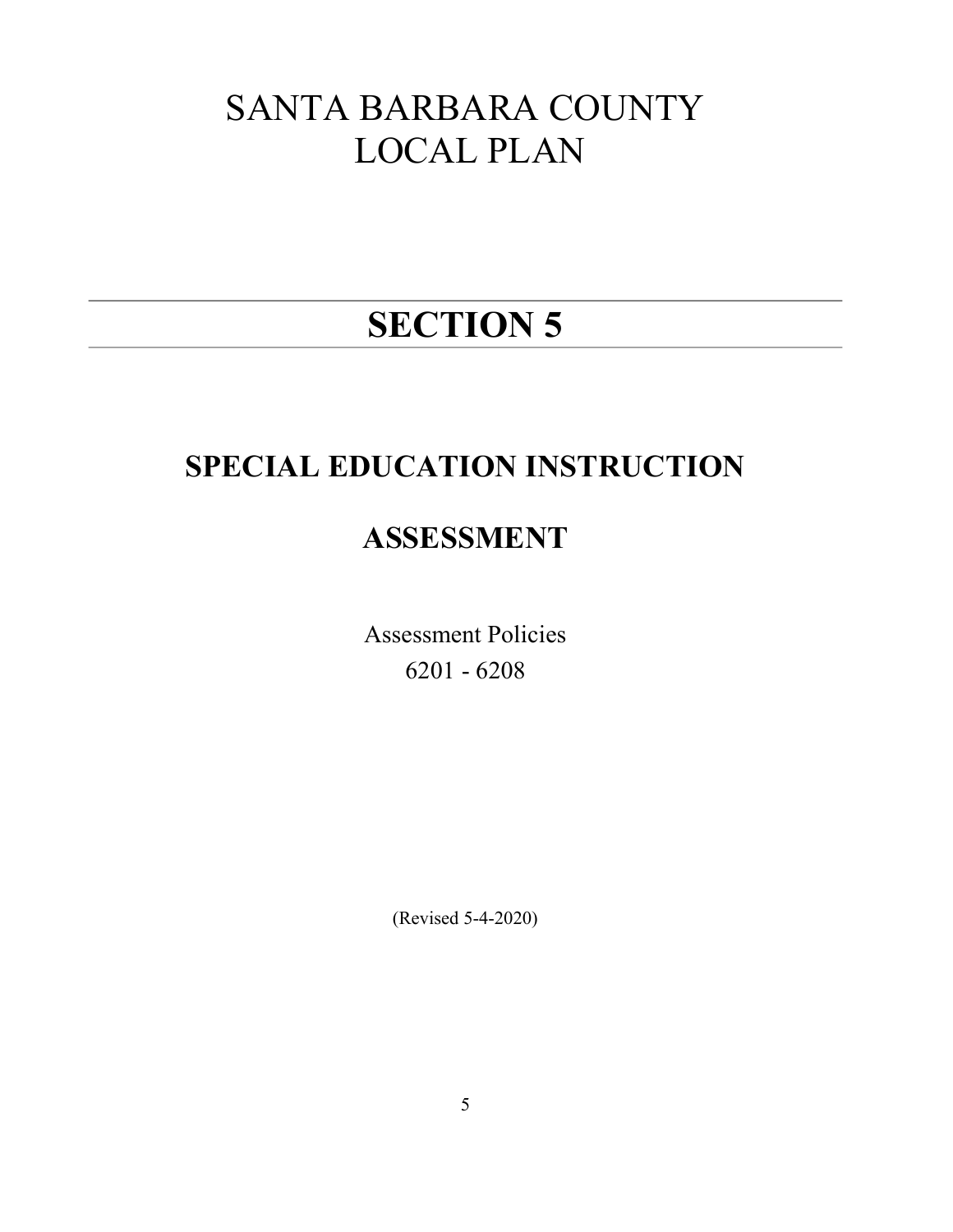# SANTA BARBARA COUNTY LOCAL PLAN

# SECTION 5

## SPECIAL EDUCATION INSTRUCTION

## ASSESSMENT

Assessment Policies
6201 - 6208

(Revised 5-4-2020)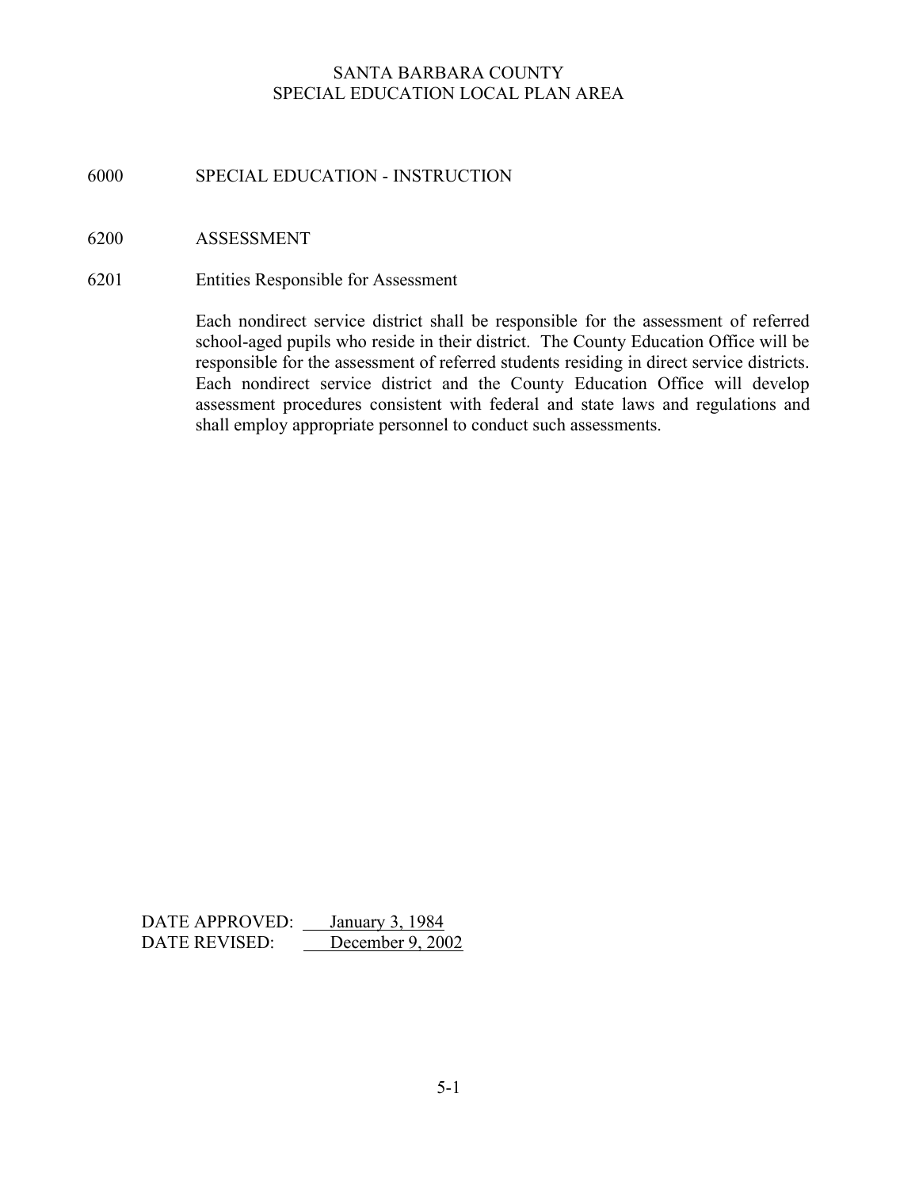SANTA BARBARA COUNTY
SPECIAL EDUCATION LOCAL PLAN AREA

# 6000 SPECIAL EDUCATION - INSTRUCTION

## 6200 ASSESSMENT

### 6201 Entities Responsible for Assessment

Each nondirect service district shall be responsible for the assessment of referred school-aged pupils who reside in their district. The County Education Office will be responsible for the assessment of referred students residing in direct service districts. Each nondirect service district and the County Education Office will develop assessment procedures consistent with federal and state laws and regulations and shall employ appropriate personnel to conduct such assessments.

DATE APPROVED: January 3, 1984
DATE REVISED: December 9, 2002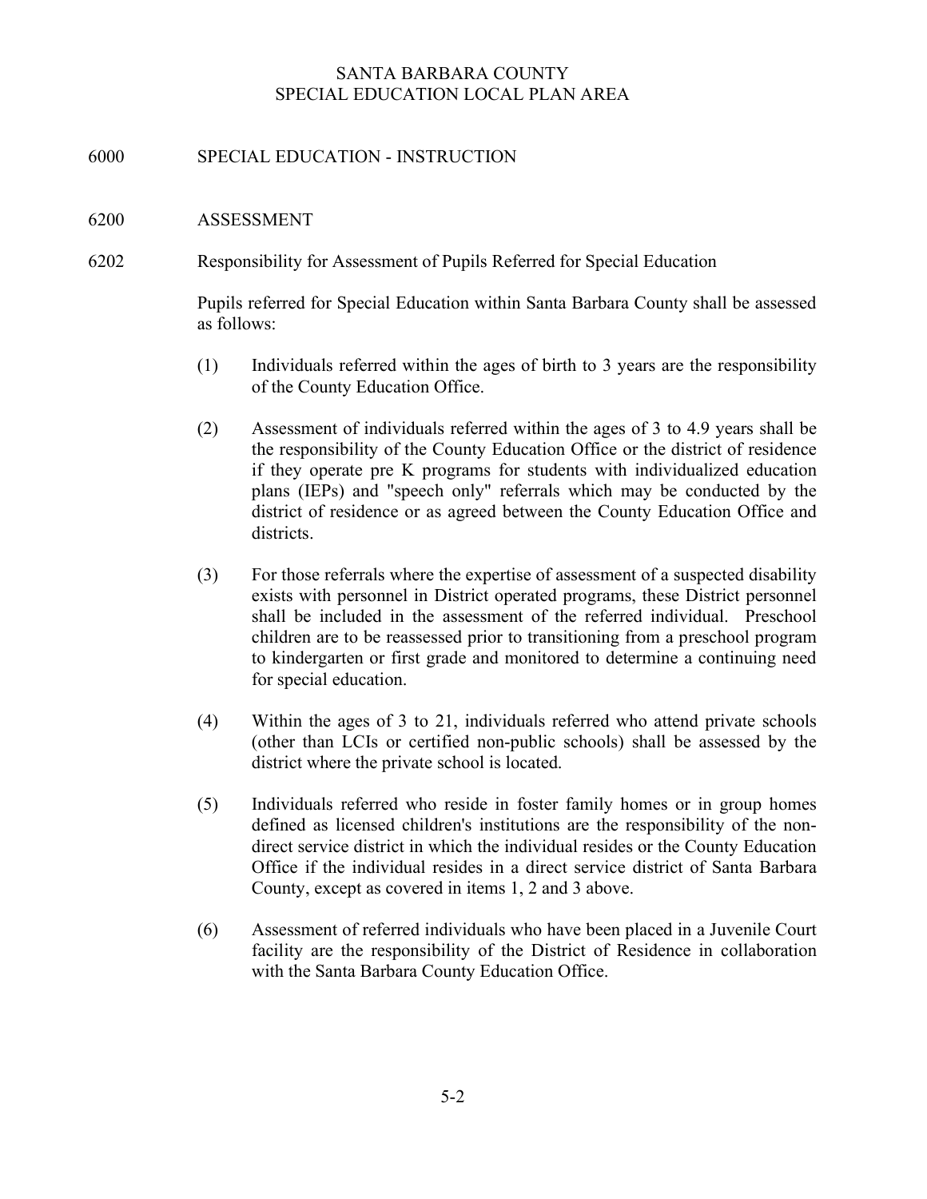SANTA BARBARA COUNTY
SPECIAL EDUCATION LOCAL PLAN AREA

# 6000 SPECIAL EDUCATION - INSTRUCTION

## 6200 ASSESSMENT

### 6202 Responsibility for Assessment of Pupils Referred for Special Education

Pupils referred for Special Education within Santa Barbara County shall be assessed as follows:

(1) Individuals referred within the ages of birth to 3 years are the responsibility of the County Education Office.

(2) Assessment of individuals referred within the ages of 3 to 4.9 years shall be the responsibility of the County Education Office or the district of residence if they operate pre K programs for students with individualized education plans (IEPs) and "speech only" referrals which may be conducted by the district of residence or as agreed between the County Education Office and districts.

(3) For those referrals where the expertise of assessment of a suspected disability exists with personnel in District operated programs, these District personnel shall be included in the assessment of the referred individual. Preschool children are to be reassessed prior to transitioning from a preschool program to kindergarten or first grade and monitored to determine a continuing need for special education.

(4) Within the ages of 3 to 21, individuals referred who attend private schools (other than LCIs or certified non-public schools) shall be assessed by the district where the private school is located.

(5) Individuals referred who reside in foster family homes or in group homes defined as licensed children's institutions are the responsibility of the non-direct service district in which the individual resides or the County Education Office if the individual resides in a direct service district of Santa Barbara County, except as covered in items 1, 2 and 3 above.

(6) Assessment of referred individuals who have been placed in a Juvenile Court facility are the responsibility of the District of Residence in collaboration with the Santa Barbara County Education Office.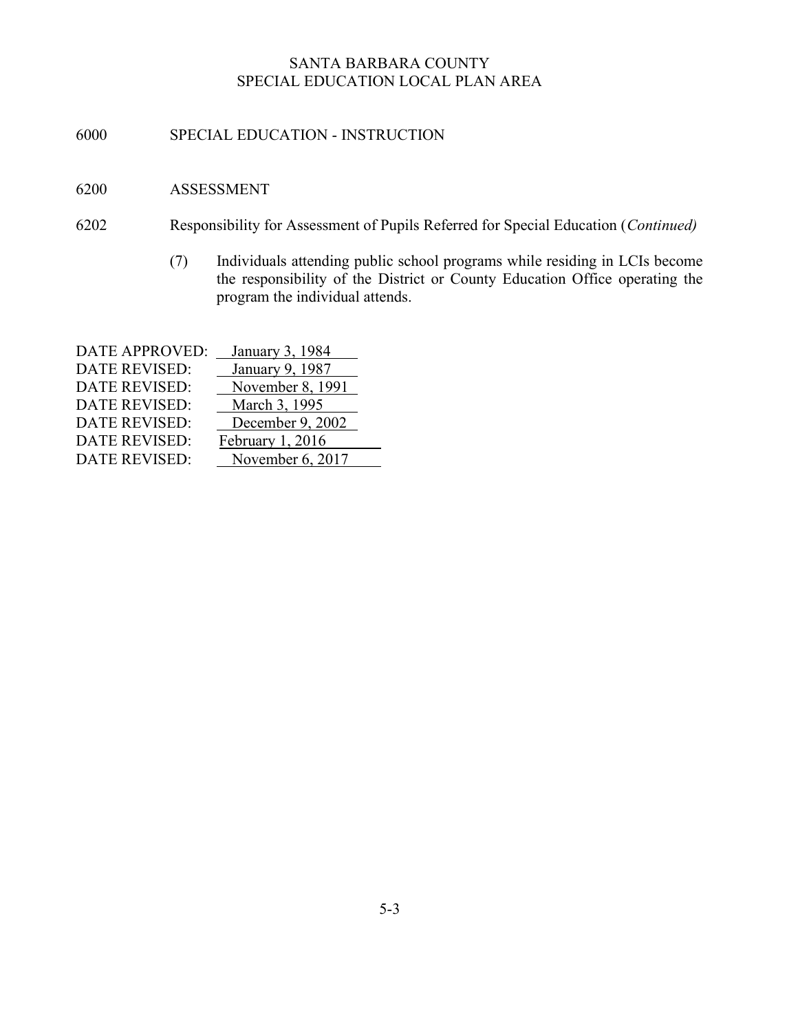SANTA BARBARA COUNTY
SPECIAL EDUCATION LOCAL PLAN AREA

6000 SPECIAL EDUCATION - INSTRUCTION

6200 ASSESSMENT

6202 Responsibility for Assessment of Pupils Referred for Special Education (*Continued)*

(7) Individuals attending public school programs while residing in LCIs become the responsibility of the District or County Education Office operating the program the individual attends.

DATE APPROVED: January 3, 1984
DATE REVISED: January 9, 1987
DATE REVISED: November 8, 1991
DATE REVISED: March 3, 1995
DATE REVISED: December 9, 2002
DATE REVISED: February 1, 2016
DATE REVISED: November 6, 2017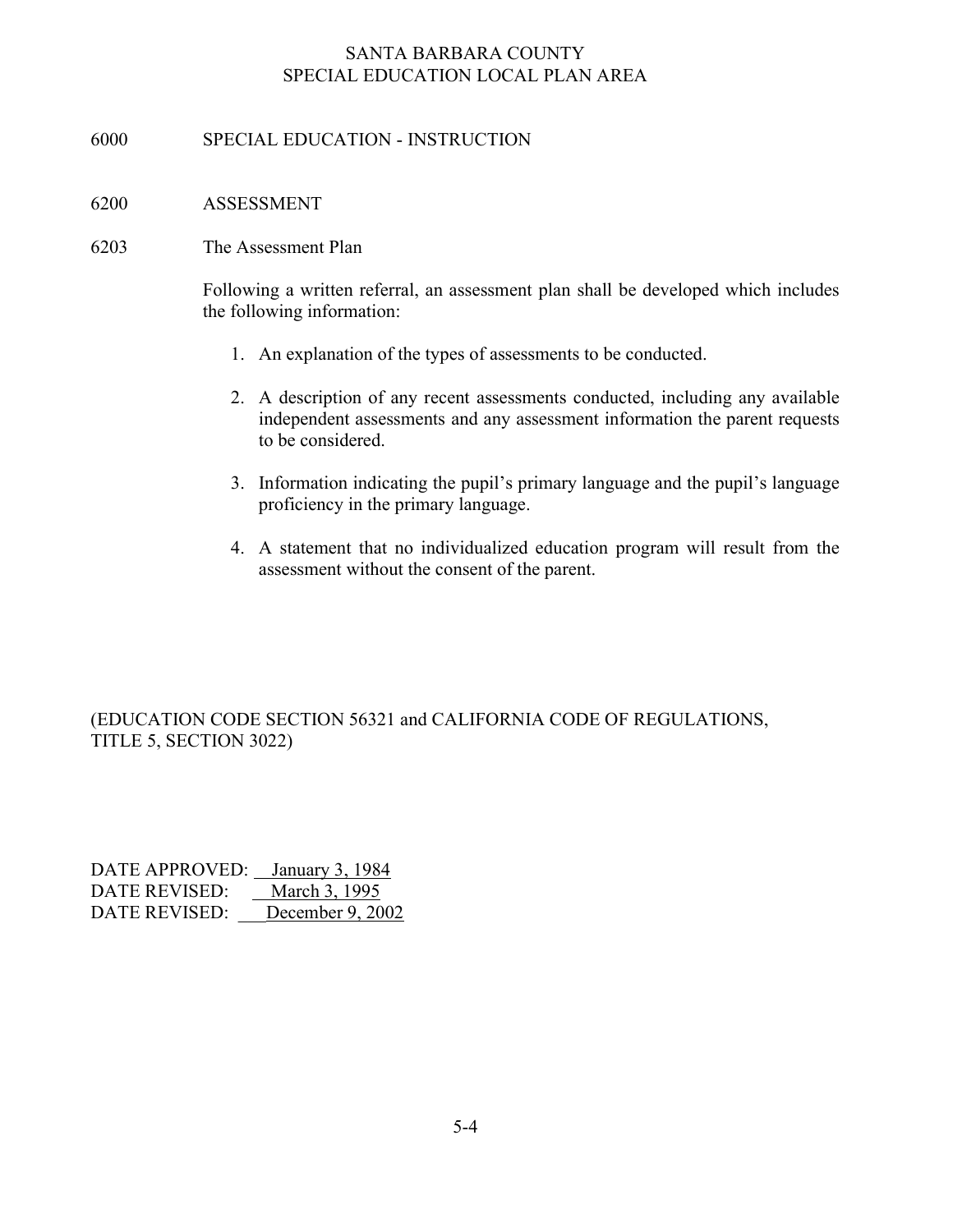SANTA BARBARA COUNTY
SPECIAL EDUCATION LOCAL PLAN AREA

# 6000 SPECIAL EDUCATION - INSTRUCTION

## 6200 ASSESSMENT

### 6203 The Assessment Plan

Following a written referral, an assessment plan shall be developed which includes the following information:

1. An explanation of the types of assessments to be conducted.

2. A description of any recent assessments conducted, including any available independent assessments and any assessment information the parent requests to be considered.

3. Information indicating the pupil's primary language and the pupil's language proficiency in the primary language.

4. A statement that no individualized education program will result from the assessment without the consent of the parent.

(EDUCATION CODE SECTION 56321 and CALIFORNIA CODE OF REGULATIONS, TITLE 5, SECTION 3022)

DATE APPROVED: January 3, 1984
DATE REVISED: March 3, 1995
DATE REVISED: December 9, 2002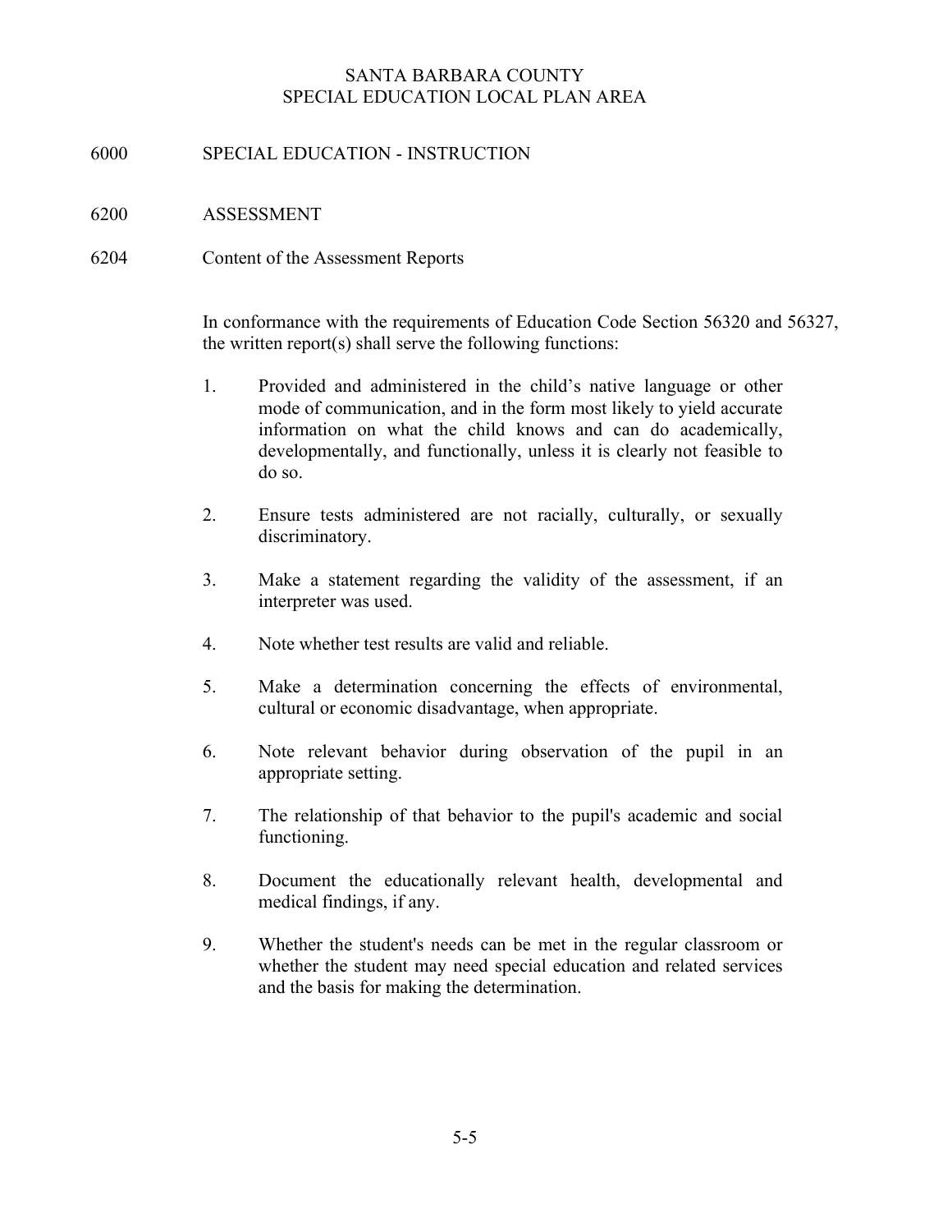SANTA BARBARA COUNTY
SPECIAL EDUCATION LOCAL PLAN AREA

# 6000 SPECIAL EDUCATION - INSTRUCTION

## 6200 ASSESSMENT

### 6204 Content of the Assessment Reports

In conformance with the requirements of Education Code Section 56320 and 56327, the written report(s) shall serve the following functions:

1. Provided and administered in the child's native language or other mode of communication, and in the form most likely to yield accurate information on what the child knows and can do academically, developmentally, and functionally, unless it is clearly not feasible to do so.

2. Ensure tests administered are not racially, culturally, or sexually discriminatory.

3. Make a statement regarding the validity of the assessment, if an interpreter was used.

4. Note whether test results are valid and reliable.

5. Make a determination concerning the effects of environmental, cultural or economic disadvantage, when appropriate.

6. Note relevant behavior during observation of the pupil in an appropriate setting.

7. The relationship of that behavior to the pupil's academic and social functioning.

8. Document the educationally relevant health, developmental and medical findings, if any.

9. Whether the student's needs can be met in the regular classroom or whether the student may need special education and related services and the basis for making the determination.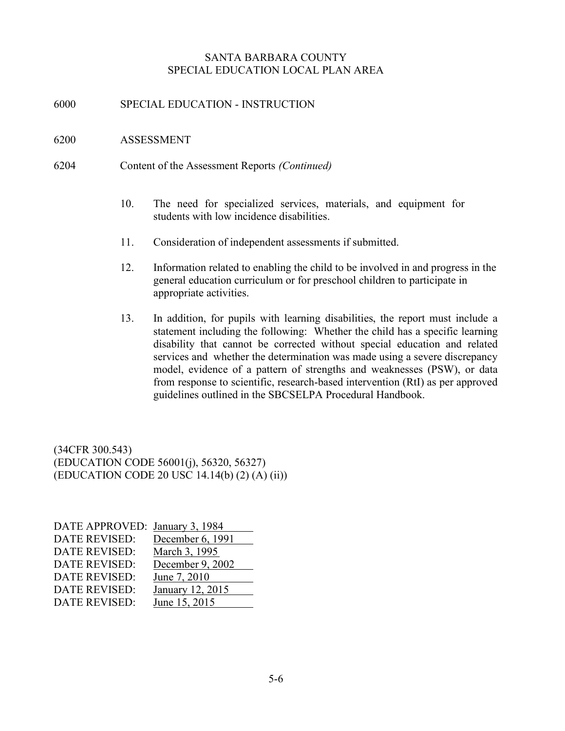SANTA BARBARA COUNTY
SPECIAL EDUCATION LOCAL PLAN AREA

6000 SPECIAL EDUCATION - INSTRUCTION

6200 ASSESSMENT

6204 Content of the Assessment Reports *(Continued)*

10. The need for specialized services, materials, and equipment for students with low incidence disabilities.

11. Consideration of independent assessments if submitted.

12. Information related to enabling the child to be involved in and progress in the general education curriculum or for preschool children to participate in appropriate activities.

13. In addition, for pupils with learning disabilities, the report must include a statement including the following: Whether the child has a specific learning disability that cannot be corrected without special education and related services and whether the determination was made using a severe discrepancy model, evidence of a pattern of strengths and weaknesses (PSW), or data from response to scientific, research-based intervention (RtI) as per approved guidelines outlined in the SBCSELPA Procedural Handbook.

(34CFR 300.543)
(EDUCATION CODE 56001(j), 56320, 56327)
(EDUCATION CODE 20 USC 14.14(b) (2) (A) (ii))

DATE APPROVED: January 3, 1984
DATE REVISED: December 6, 1991
DATE REVISED: March 3, 1995
DATE REVISED: December 9, 2002
DATE REVISED: June 7, 2010
DATE REVISED: January 12, 2015
DATE REVISED: June 15, 2015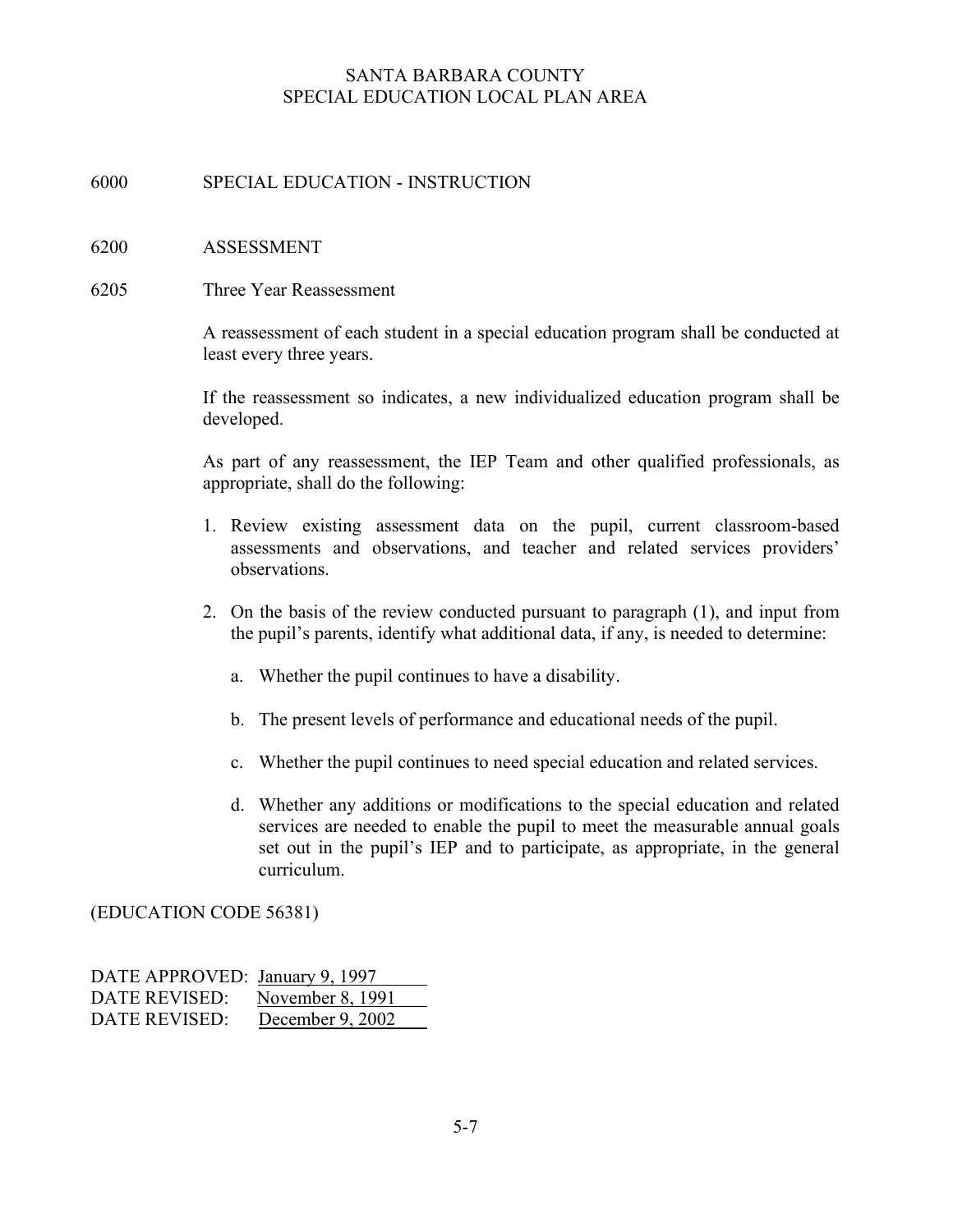# SANTA BARBARA COUNTY
# SPECIAL EDUCATION LOCAL PLAN AREA

## 6000 SPECIAL EDUCATION - INSTRUCTION

### 6200 ASSESSMENT

#### 6205 Three Year Reassessment

A reassessment of each student in a special education program shall be conducted at least every three years.

If the reassessment so indicates, a new individualized education program shall be developed.

As part of any reassessment, the IEP Team and other qualified professionals, as appropriate, shall do the following:

1. Review existing assessment data on the pupil, current classroom-based assessments and observations, and teacher and related services providers' observations.

2. On the basis of the review conducted pursuant to paragraph (1), and input from the pupil's parents, identify what additional data, if any, is needed to determine:

   a. Whether the pupil continues to have a disability.

   b. The present levels of performance and educational needs of the pupil.

   c. Whether the pupil continues to need special education and related services.

   d. Whether any additions or modifications to the special education and related services are needed to enable the pupil to meet the measurable annual goals set out in the pupil's IEP and to participate, as appropriate, in the general curriculum.

(EDUCATION CODE 56381)

DATE APPROVED: January 9, 1997
DATE REVISED: November 8, 1991
DATE REVISED: December 9, 2002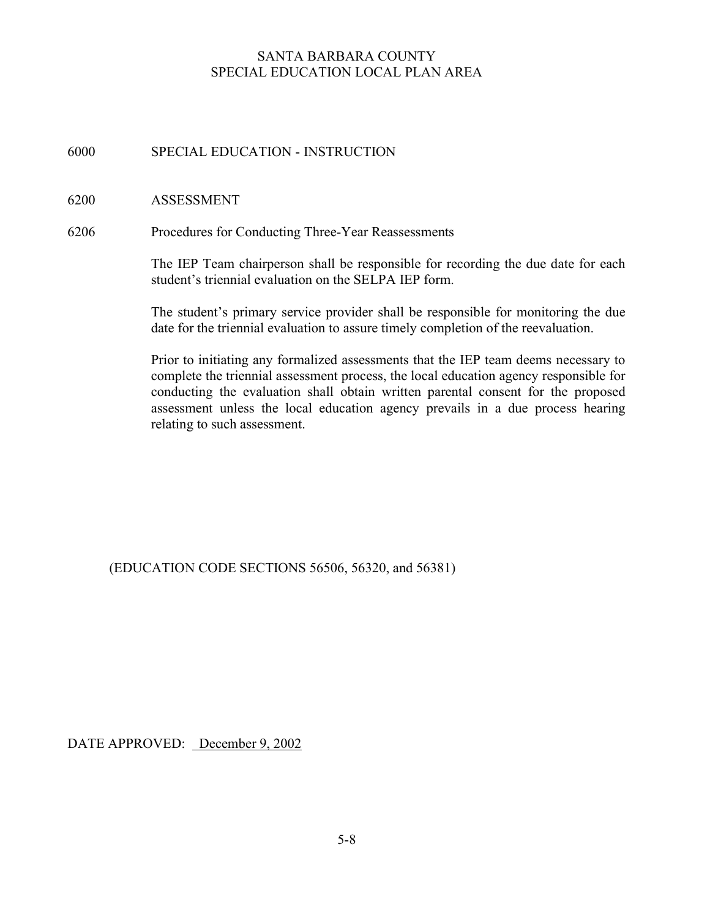SANTA BARBARA COUNTY
SPECIAL EDUCATION LOCAL PLAN AREA

# 6000 SPECIAL EDUCATION - INSTRUCTION

## 6200 ASSESSMENT

### 6206 Procedures for Conducting Three-Year Reassessments

The IEP Team chairperson shall be responsible for recording the due date for each student's triennial evaluation on the SELPA IEP form.

The student's primary service provider shall be responsible for monitoring the due date for the triennial evaluation to assure timely completion of the reevaluation.

Prior to initiating any formalized assessments that the IEP team deems necessary to complete the triennial assessment process, the local education agency responsible for conducting the evaluation shall obtain written parental consent for the proposed assessment unless the local education agency prevails in a due process hearing relating to such assessment.

(EDUCATION CODE SECTIONS 56506, 56320, and 56381)

DATE APPROVED: December 9, 2002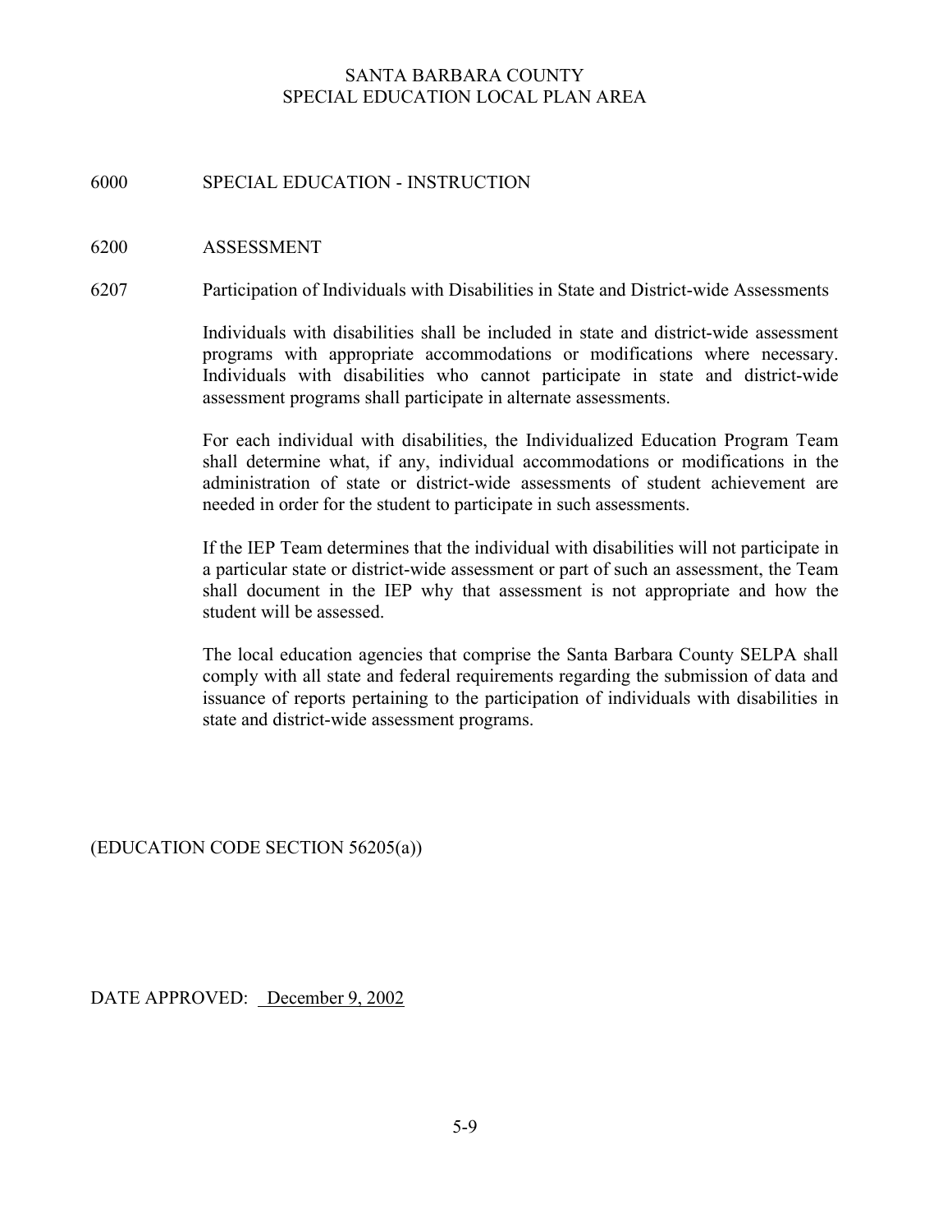SANTA BARBARA COUNTY
SPECIAL EDUCATION LOCAL PLAN AREA

## 6000 SPECIAL EDUCATION - INSTRUCTION

## 6200 ASSESSMENT

### 6207 Participation of Individuals with Disabilities in State and District-wide Assessments

Individuals with disabilities shall be included in state and district-wide assessment programs with appropriate accommodations or modifications where necessary. Individuals with disabilities who cannot participate in state and district-wide assessment programs shall participate in alternate assessments.

For each individual with disabilities, the Individualized Education Program Team shall determine what, if any, individual accommodations or modifications in the administration of state or district-wide assessments of student achievement are needed in order for the student to participate in such assessments.

If the IEP Team determines that the individual with disabilities will not participate in a particular state or district-wide assessment or part of such an assessment, the Team shall document in the IEP why that assessment is not appropriate and how the student will be assessed.

The local education agencies that comprise the Santa Barbara County SELPA shall comply with all state and federal requirements regarding the submission of data and issuance of reports pertaining to the participation of individuals with disabilities in state and district-wide assessment programs.

(EDUCATION CODE SECTION 56205(a))

DATE APPROVED: December 9, 2002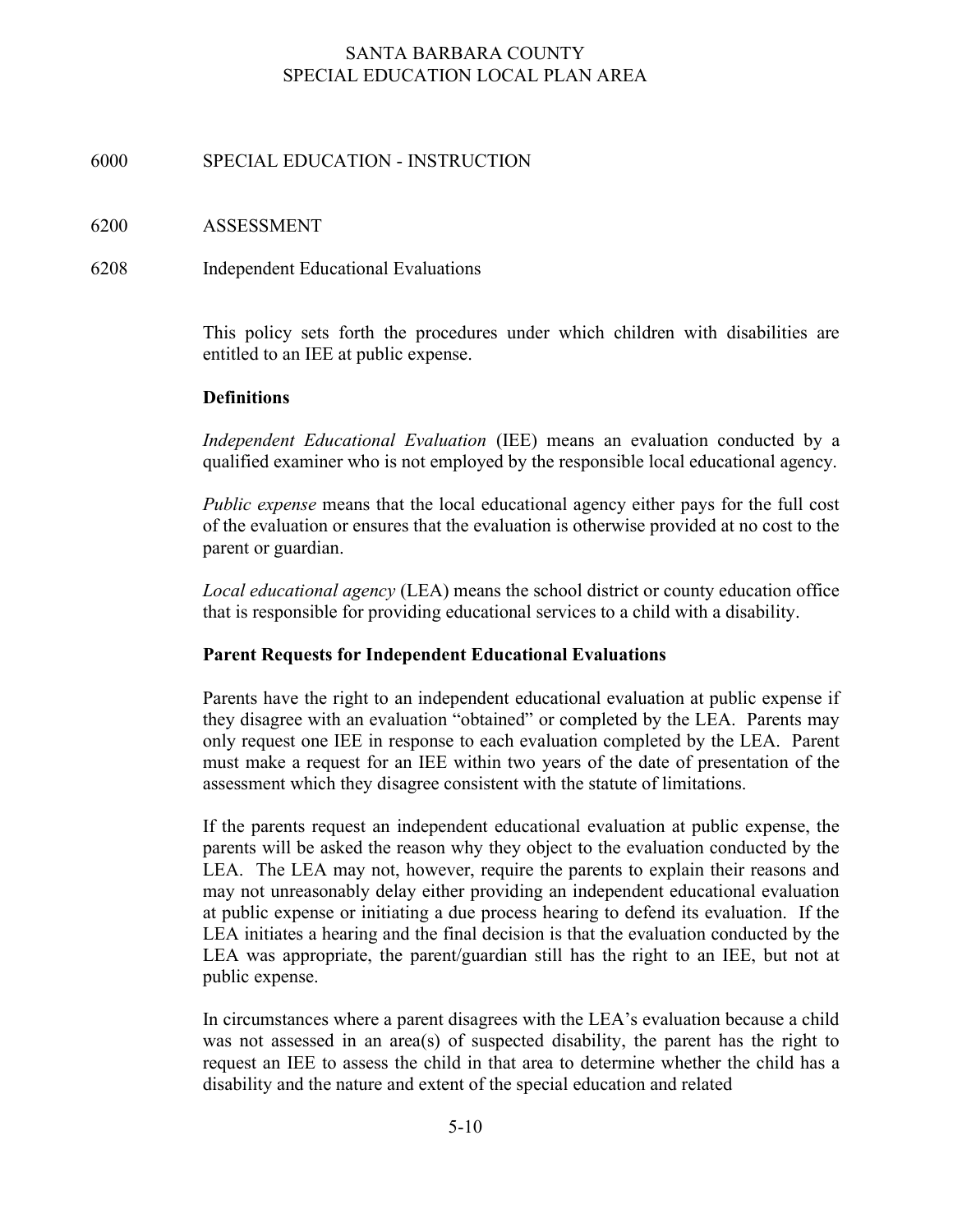# SANTA BARBARA COUNTY SPECIAL EDUCATION LOCAL PLAN AREA

6000 SPECIAL EDUCATION - INSTRUCTION

6200 ASSESSMENT

6208 Independent Educational Evaluations

This policy sets forth the procedures under which children with disabilities are entitled to an IEE at public expense.

**Definitions**

*Independent Educational Evaluation* (IEE) means an evaluation conducted by a qualified examiner who is not employed by the responsible local educational agency.

*Public expense* means that the local educational agency either pays for the full cost of the evaluation or ensures that the evaluation is otherwise provided at no cost to the parent or guardian.

*Local educational agency* (LEA) means the school district or county education office that is responsible for providing educational services to a child with a disability.

**Parent Requests for Independent Educational Evaluations**

Parents have the right to an independent educational evaluation at public expense if they disagree with an evaluation "obtained" or completed by the LEA. Parents may only request one IEE in response to each evaluation completed by the LEA. Parent must make a request for an IEE within two years of the date of presentation of the assessment which they disagree consistent with the statute of limitations.

If the parents request an independent educational evaluation at public expense, the parents will be asked the reason why they object to the evaluation conducted by the LEA. The LEA may not, however, require the parents to explain their reasons and may not unreasonably delay either providing an independent educational evaluation at public expense or initiating a due process hearing to defend its evaluation. If the LEA initiates a hearing and the final decision is that the evaluation conducted by the LEA was appropriate, the parent/guardian still has the right to an IEE, but not at public expense.

In circumstances where a parent disagrees with the LEA's evaluation because a child was not assessed in an area(s) of suspected disability, the parent has the right to request an IEE to assess the child in that area to determine whether the child has a disability and the nature and extent of the special education and related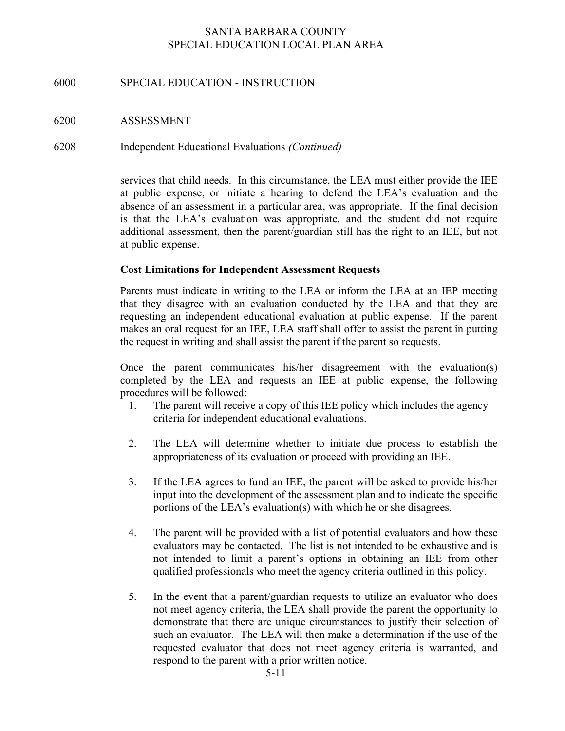6000 SPECIAL EDUCATION - INSTRUCTION

6200 ASSESSMENT

6208 Independent Educational Evaluations *(Continued)*

services that child needs. In this circumstance, the LEA must either provide the IEE at public expense, or initiate a hearing to defend the LEA's evaluation and the absence of an assessment in a particular area, was appropriate. If the final decision is that the LEA's evaluation was appropriate, and the student did not require additional assessment, then the parent/guardian still has the right to an IEE, but not at public expense.

**Cost Limitations for Independent Assessment Requests**

Parents must indicate in writing to the LEA or inform the LEA at an IEP meeting that they disagree with an evaluation conducted by the LEA and that they are requesting an independent educational evaluation at public expense. If the parent makes an oral request for an IEE, LEA staff shall offer to assist the parent in putting the request in writing and shall assist the parent if the parent so requests.

Once the parent communicates his/her disagreement with the evaluation(s) completed by the LEA and requests an IEE at public expense, the following procedures will be followed:

1. The parent will receive a copy of this IEE policy which includes the agency criteria for independent educational evaluations.

2. The LEA will determine whether to initiate due process to establish the appropriateness of its evaluation or proceed with providing an IEE.

3. If the LEA agrees to fund an IEE, the parent will be asked to provide his/her input into the development of the assessment plan and to indicate the specific portions of the LEA's evaluation(s) with which he or she disagrees.

4. The parent will be provided with a list of potential evaluators and how these evaluators may be contacted. The list is not intended to be exhaustive and is not intended to limit a parent's options in obtaining an IEE from other qualified professionals who meet the agency criteria outlined in this policy.

5. In the event that a parent/guardian requests to utilize an evaluator who does not meet agency criteria, the LEA shall provide the parent the opportunity to demonstrate that there are unique circumstances to justify their selection of such an evaluator. The LEA will then make a determination if the use of the requested evaluator that does not meet agency criteria is warranted, and respond to the parent with a prior written notice.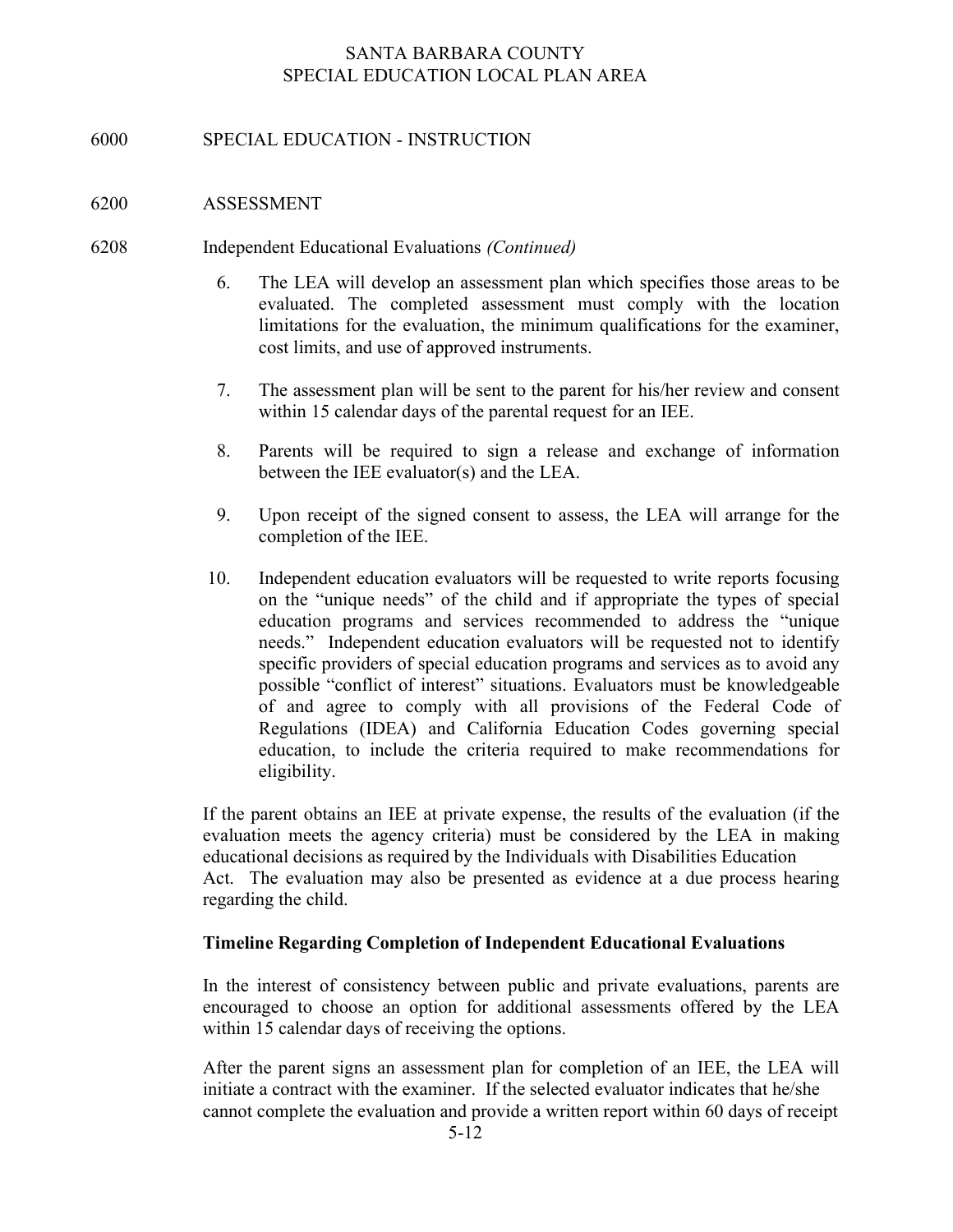SANTA BARBARA COUNTY
SPECIAL EDUCATION LOCAL PLAN AREA

6000 SPECIAL EDUCATION - INSTRUCTION

6200 ASSESSMENT

6208 Independent Educational Evaluations *(Continued)*

6. The LEA will develop an assessment plan which specifies those areas to be evaluated. The completed assessment must comply with the location limitations for the evaluation, the minimum qualifications for the examiner, cost limits, and use of approved instruments.

7. The assessment plan will be sent to the parent for his/her review and consent within 15 calendar days of the parental request for an IEE.

8. Parents will be required to sign a release and exchange of information between the IEE evaluator(s) and the LEA.

9. Upon receipt of the signed consent to assess, the LEA will arrange for the completion of the IEE.

10. Independent education evaluators will be requested to write reports focusing on the "unique needs" of the child and if appropriate the types of special education programs and services recommended to address the "unique needs." Independent education evaluators will be requested not to identify specific providers of special education programs and services as to avoid any possible "conflict of interest" situations. Evaluators must be knowledgeable of and agree to comply with all provisions of the Federal Code of Regulations (IDEA) and California Education Codes governing special education, to include the criteria required to make recommendations for eligibility.

If the parent obtains an IEE at private expense, the results of the evaluation (if the evaluation meets the agency criteria) must be considered by the LEA in making educational decisions as required by the Individuals with Disabilities Education Act. The evaluation may also be presented as evidence at a due process hearing regarding the child.

**Timeline Regarding Completion of Independent Educational Evaluations**

In the interest of consistency between public and private evaluations, parents are encouraged to choose an option for additional assessments offered by the LEA within 15 calendar days of receiving the options.

After the parent signs an assessment plan for completion of an IEE, the LEA will initiate a contract with the examiner. If the selected evaluator indicates that he/she cannot complete the evaluation and provide a written report within 60 days of receipt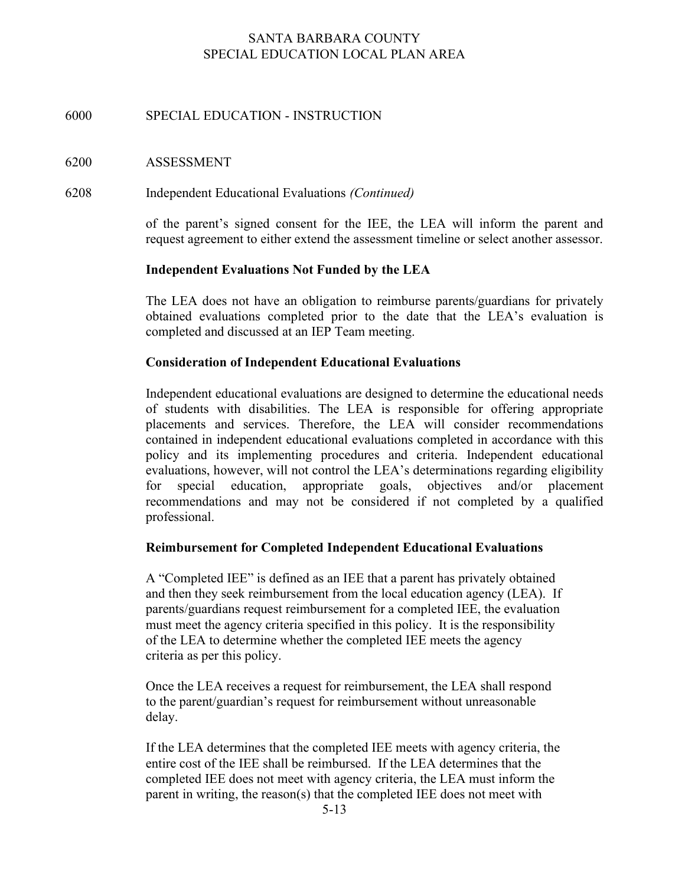# 6000 SPECIAL EDUCATION - INSTRUCTION

## 6200 ASSESSMENT

### 6208 Independent Educational Evaluations *(Continued)*

of the parent's signed consent for the IEE, the LEA will inform the parent and request agreement to either extend the assessment timeline or select another assessor.

**Independent Evaluations Not Funded by the LEA**

The LEA does not have an obligation to reimburse parents/guardians for privately obtained evaluations completed prior to the date that the LEA's evaluation is completed and discussed at an IEP Team meeting.

**Consideration of Independent Educational Evaluations**

Independent educational evaluations are designed to determine the educational needs of students with disabilities. The LEA is responsible for offering appropriate placements and services. Therefore, the LEA will consider recommendations contained in independent educational evaluations completed in accordance with this policy and its implementing procedures and criteria. Independent educational evaluations, however, will not control the LEA's determinations regarding eligibility for special education, appropriate goals, objectives and/or placement recommendations and may not be considered if not completed by a qualified professional.

**Reimbursement for Completed Independent Educational Evaluations**

A "Completed IEE" is defined as an IEE that a parent has privately obtained and then they seek reimbursement from the local education agency (LEA). If parents/guardians request reimbursement for a completed IEE, the evaluation must meet the agency criteria specified in this policy. It is the responsibility of the LEA to determine whether the completed IEE meets the agency criteria as per this policy.

Once the LEA receives a request for reimbursement, the LEA shall respond to the parent/guardian's request for reimbursement without unreasonable delay.

If the LEA determines that the completed IEE meets with agency criteria, the entire cost of the IEE shall be reimbursed. If the LEA determines that the completed IEE does not meet with agency criteria, the LEA must inform the parent in writing, the reason(s) that the completed IEE does not meet with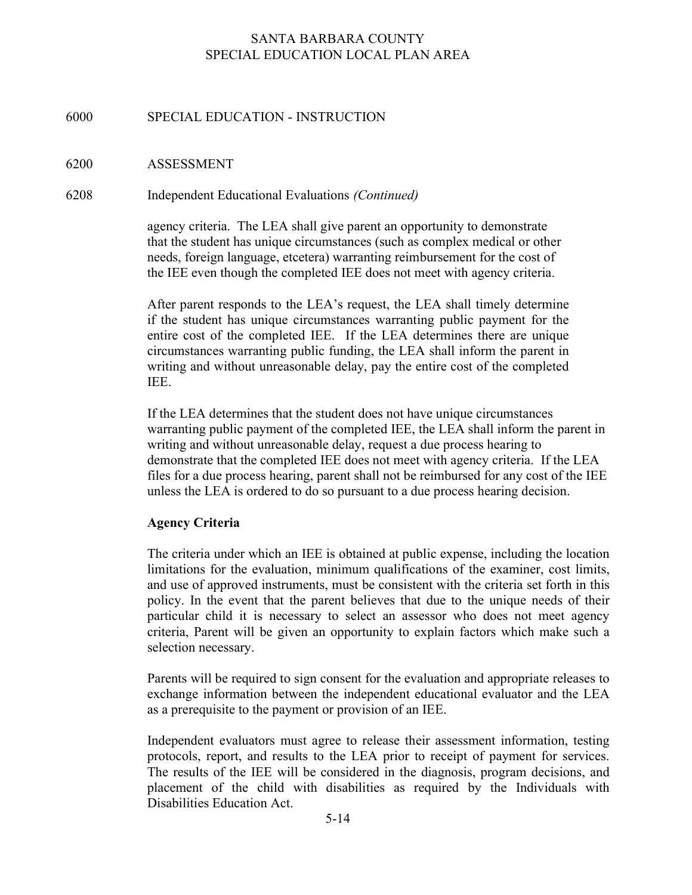6000 SPECIAL EDUCATION - INSTRUCTION

6200 ASSESSMENT

6208 Independent Educational Evaluations *(Continued)*

agency criteria. The LEA shall give parent an opportunity to demonstrate that the student has unique circumstances (such as complex medical or other needs, foreign language, etcetera) warranting reimbursement for the cost of the IEE even though the completed IEE does not meet with agency criteria.

After parent responds to the LEA's request, the LEA shall timely determine if the student has unique circumstances warranting public payment for the entire cost of the completed IEE. If the LEA determines there are unique circumstances warranting public funding, the LEA shall inform the parent in writing and without unreasonable delay, pay the entire cost of the completed IEE.

If the LEA determines that the student does not have unique circumstances warranting public payment of the completed IEE, the LEA shall inform the parent in writing and without unreasonable delay, request a due process hearing to demonstrate that the completed IEE does not meet with agency criteria. If the LEA files for a due process hearing, parent shall not be reimbursed for any cost of the IEE unless the LEA is ordered to do so pursuant to a due process hearing decision.

**Agency Criteria**

The criteria under which an IEE is obtained at public expense, including the location limitations for the evaluation, minimum qualifications of the examiner, cost limits, and use of approved instruments, must be consistent with the criteria set forth in this policy. In the event that the parent believes that due to the unique needs of their particular child it is necessary to select an assessor who does not meet agency criteria, Parent will be given an opportunity to explain factors which make such a selection necessary.

Parents will be required to sign consent for the evaluation and appropriate releases to exchange information between the independent educational evaluator and the LEA as a prerequisite to the payment or provision of an IEE.

Independent evaluators must agree to release their assessment information, testing protocols, report, and results to the LEA prior to receipt of payment for services. The results of the IEE will be considered in the diagnosis, program decisions, and placement of the child with disabilities as required by the Individuals with Disabilities Education Act.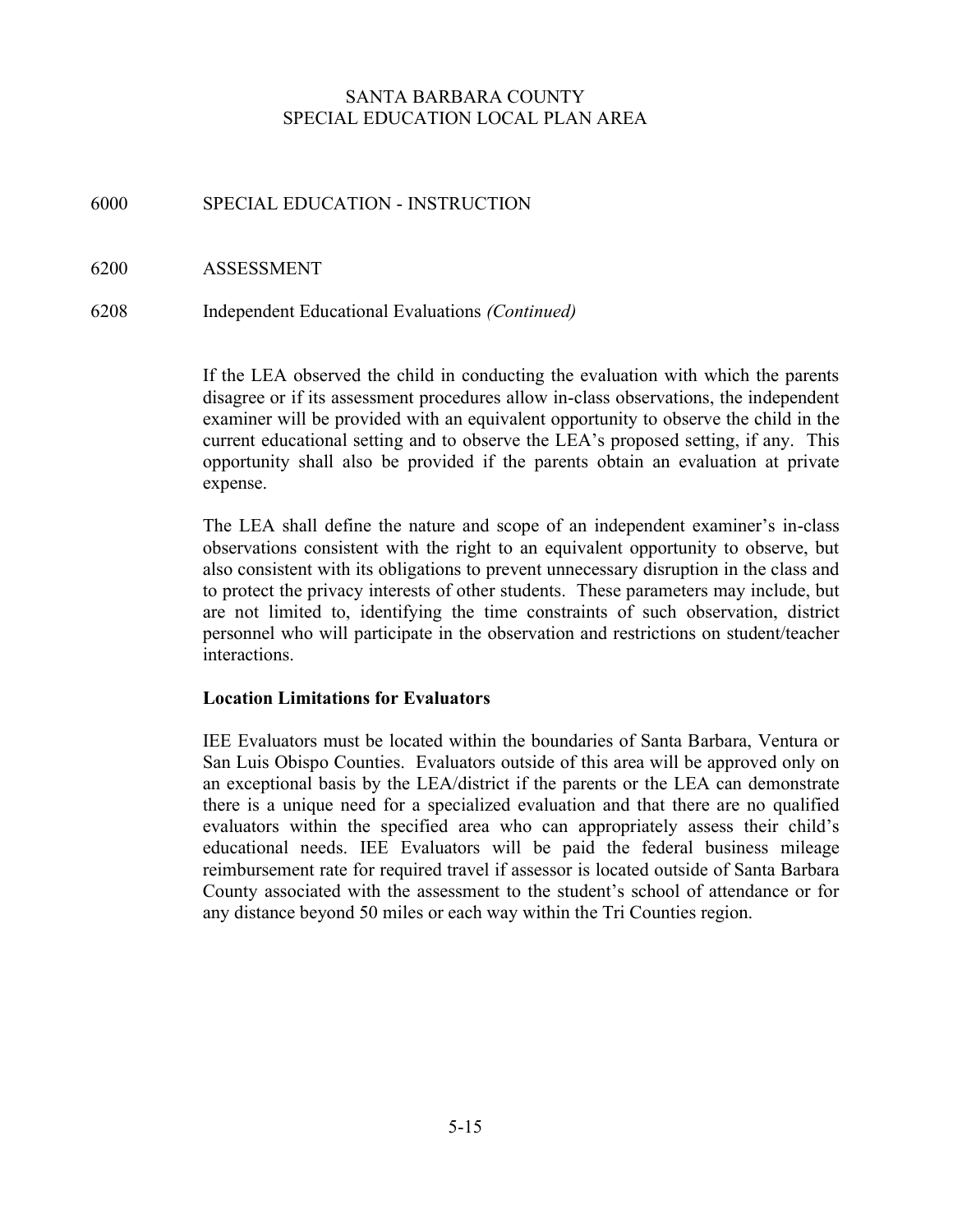SANTA BARBARA COUNTY
SPECIAL EDUCATION LOCAL PLAN AREA

6000 SPECIAL EDUCATION - INSTRUCTION

6200 ASSESSMENT

6208 Independent Educational Evaluations *(Continued)*

If the LEA observed the child in conducting the evaluation with which the parents disagree or if its assessment procedures allow in-class observations, the independent examiner will be provided with an equivalent opportunity to observe the child in the current educational setting and to observe the LEA's proposed setting, if any. This opportunity shall also be provided if the parents obtain an evaluation at private expense.

The LEA shall define the nature and scope of an independent examiner's in-class observations consistent with the right to an equivalent opportunity to observe, but also consistent with its obligations to prevent unnecessary disruption in the class and to protect the privacy interests of other students. These parameters may include, but are not limited to, identifying the time constraints of such observation, district personnel who will participate in the observation and restrictions on student/teacher interactions.

**Location Limitations for Evaluators**

IEE Evaluators must be located within the boundaries of Santa Barbara, Ventura or San Luis Obispo Counties. Evaluators outside of this area will be approved only on an exceptional basis by the LEA/district if the parents or the LEA can demonstrate there is a unique need for a specialized evaluation and that there are no qualified evaluators within the specified area who can appropriately assess their child's educational needs. IEE Evaluators will be paid the federal business mileage reimbursement rate for required travel if assessor is located outside of Santa Barbara County associated with the assessment to the student's school of attendance or for any distance beyond 50 miles or each way within the Tri Counties region.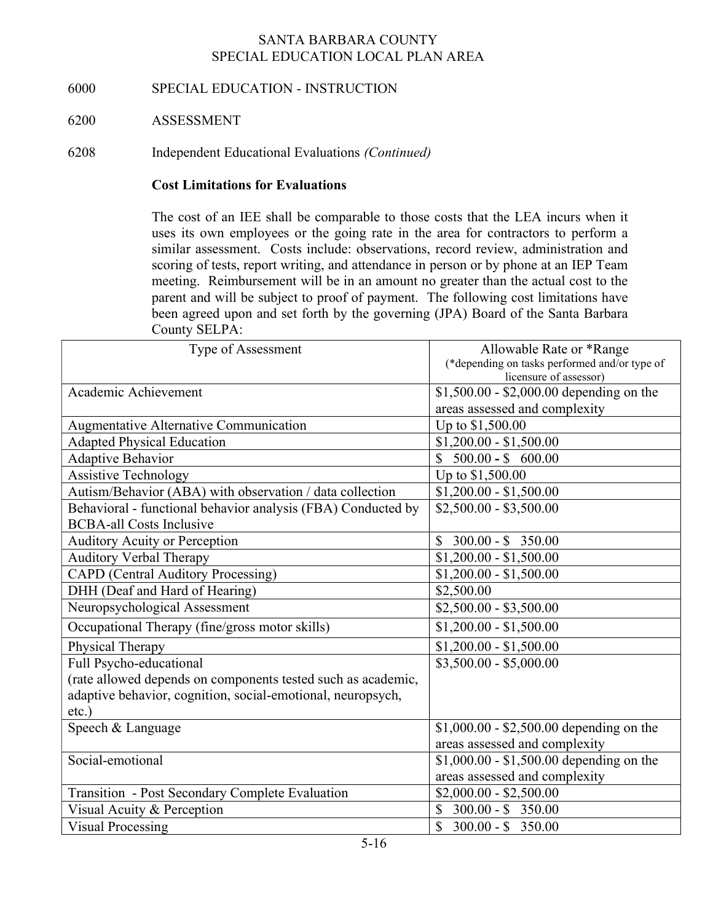SANTA BARBARA COUNTY
SPECIAL EDUCATION LOCAL PLAN AREA

6000 SPECIAL EDUCATION - INSTRUCTION

6200 ASSESSMENT

6208 Independent Educational Evaluations *(Continued)*

**Cost Limitations for Evaluations**

The cost of an IEE shall be comparable to those costs that the LEA incurs when it uses its own employees or the going rate in the area for contractors to perform a similar assessment. Costs include: observations, record review, administration and scoring of tests, report writing, and attendance in person or by phone at an IEP Team meeting. Reimbursement will be in an amount no greater than the actual cost to the parent and will be subject to proof of payment. The following cost limitations have been agreed upon and set forth by the governing (JPA) Board of the Santa Barbara County SELPA:

| Type of Assessment | Allowable Rate or *Range (*depending on tasks performed and/or type of licensure of assessor) |
|---|---|
| Academic Achievement | $1,500.00 - $2,000.00 depending on the areas assessed and complexity |
| Augmentative Alternative Communication | Up to $1,500.00 |
| Adapted Physical Education | $1,200.00 - $1,500.00 |
| Adaptive Behavior | $ 500.00 - $ 600.00 |
| Assistive Technology | Up to $1,500.00 |
| Autism/Behavior (ABA) with observation / data collection | $1,200.00 - $1,500.00 |
| Behavioral - functional behavior analysis (FBA) Conducted by BCBA-all Costs Inclusive | $2,500.00 - $3,500.00 |
| Auditory Acuity or Perception | $ 300.00 - $ 350.00 |
| Auditory Verbal Therapy | $1,200.00 - $1,500.00 |
| CAPD (Central Auditory Processing) | $1,200.00 - $1,500.00 |
| DHH (Deaf and Hard of Hearing) | $2,500.00 |
| Neuropsychological Assessment | $2,500.00 - $3,500.00 |
| Occupational Therapy (fine/gross motor skills) | $1,200.00 - $1,500.00 |
| Physical Therapy | $1,200.00 - $1,500.00 |
| Full Psycho-educational (rate allowed depends on components tested such as academic, adaptive behavior, cognition, social-emotional, neuropsych, etc.) | $3,500.00 - $5,000.00 |
| Speech & Language | $1,000.00 - $2,500.00 depending on the areas assessed and complexity |
| Social-emotional | $1,000.00 - $1,500.00 depending on the areas assessed and complexity |
| Transition - Post Secondary Complete Evaluation | $2,000.00 - $2,500.00 |
| Visual Acuity & Perception | $ 300.00 - $ 350.00 |
| Visual Processing | $ 300.00 - $ 350.00 |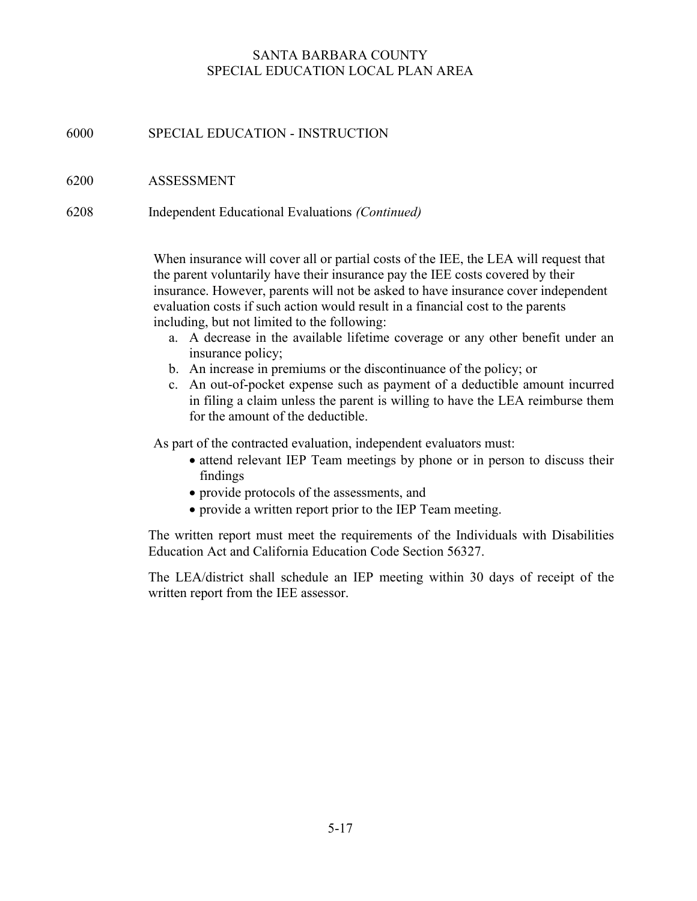SANTA BARBARA COUNTY
SPECIAL EDUCATION LOCAL PLAN AREA

# 6000 SPECIAL EDUCATION - INSTRUCTION

## 6200 ASSESSMENT

### 6208 Independent Educational Evaluations *(Continued)*

When insurance will cover all or partial costs of the IEE, the LEA will request that the parent voluntarily have their insurance pay the IEE costs covered by their insurance. However, parents will not be asked to have insurance cover independent evaluation costs if such action would result in a financial cost to the parents including, but not limited to the following:

a. A decrease in the available lifetime coverage or any other benefit under an insurance policy;
b. An increase in premiums or the discontinuance of the policy; or
c. An out-of-pocket expense such as payment of a deductible amount incurred in filing a claim unless the parent is willing to have the LEA reimburse them for the amount of the deductible.

As part of the contracted evaluation, independent evaluators must:

- attend relevant IEP Team meetings by phone or in person to discuss their findings
- provide protocols of the assessments, and
- provide a written report prior to the IEP Team meeting.

The written report must meet the requirements of the Individuals with Disabilities Education Act and California Education Code Section 56327.

The LEA/district shall schedule an IEP meeting within 30 days of receipt of the written report from the IEE assessor.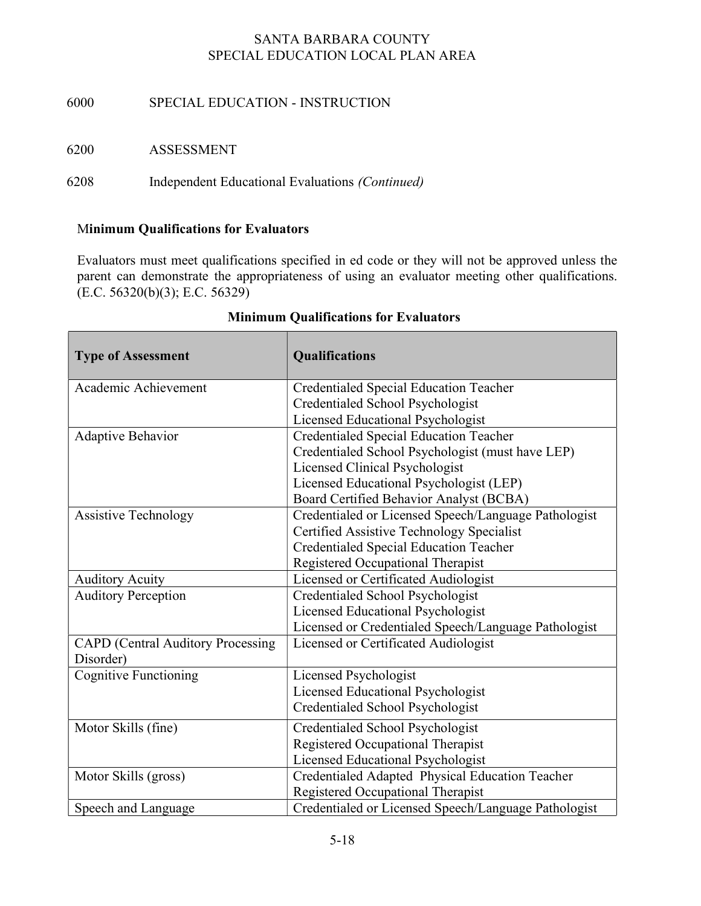6000 SPECIAL EDUCATION - INSTRUCTION

6200 ASSESSMENT

6208 Independent Educational Evaluations *(Continued)*

**Minimum Qualifications for Evaluators**

Evaluators must meet qualifications specified in ed code or they will not be approved unless the parent can demonstrate the appropriateness of using an evaluator meeting other qualifications. (E.C. 56320(b)(3); E.C. 56329)

**Minimum Qualifications for Evaluators**

| Type of Assessment | Qualifications |
|---|---|
| Academic Achievement | Credentialed Special Education Teacher<br>Credentialed School Psychologist<br>Licensed Educational Psychologist |
| Adaptive Behavior | Credentialed Special Education Teacher<br>Credentialed School Psychologist (must have LEP)<br>Licensed Clinical Psychologist<br>Licensed Educational Psychologist (LEP)<br>Board Certified Behavior Analyst (BCBA) |
| Assistive Technology | Credentialed or Licensed Speech/Language Pathologist<br>Certified Assistive Technology Specialist<br>Credentialed Special Education Teacher<br>Registered Occupational Therapist |
| Auditory Acuity | Licensed or Certificated Audiologist |
| Auditory Perception | Credentialed School Psychologist<br>Licensed Educational Psychologist<br>Licensed or Credentialed Speech/Language Pathologist |
| CAPD (Central Auditory Processing Disorder) | Licensed or Certificated Audiologist |
| Cognitive Functioning | Licensed Psychologist<br>Licensed Educational Psychologist<br>Credentialed School Psychologist |
| Motor Skills (fine) | Credentialed School Psychologist<br>Registered Occupational Therapist<br>Licensed Educational Psychologist |
| Motor Skills (gross) | Credentialed Adapted Physical Education Teacher<br>Registered Occupational Therapist |
| Speech and Language | Credentialed or Licensed Speech/Language Pathologist |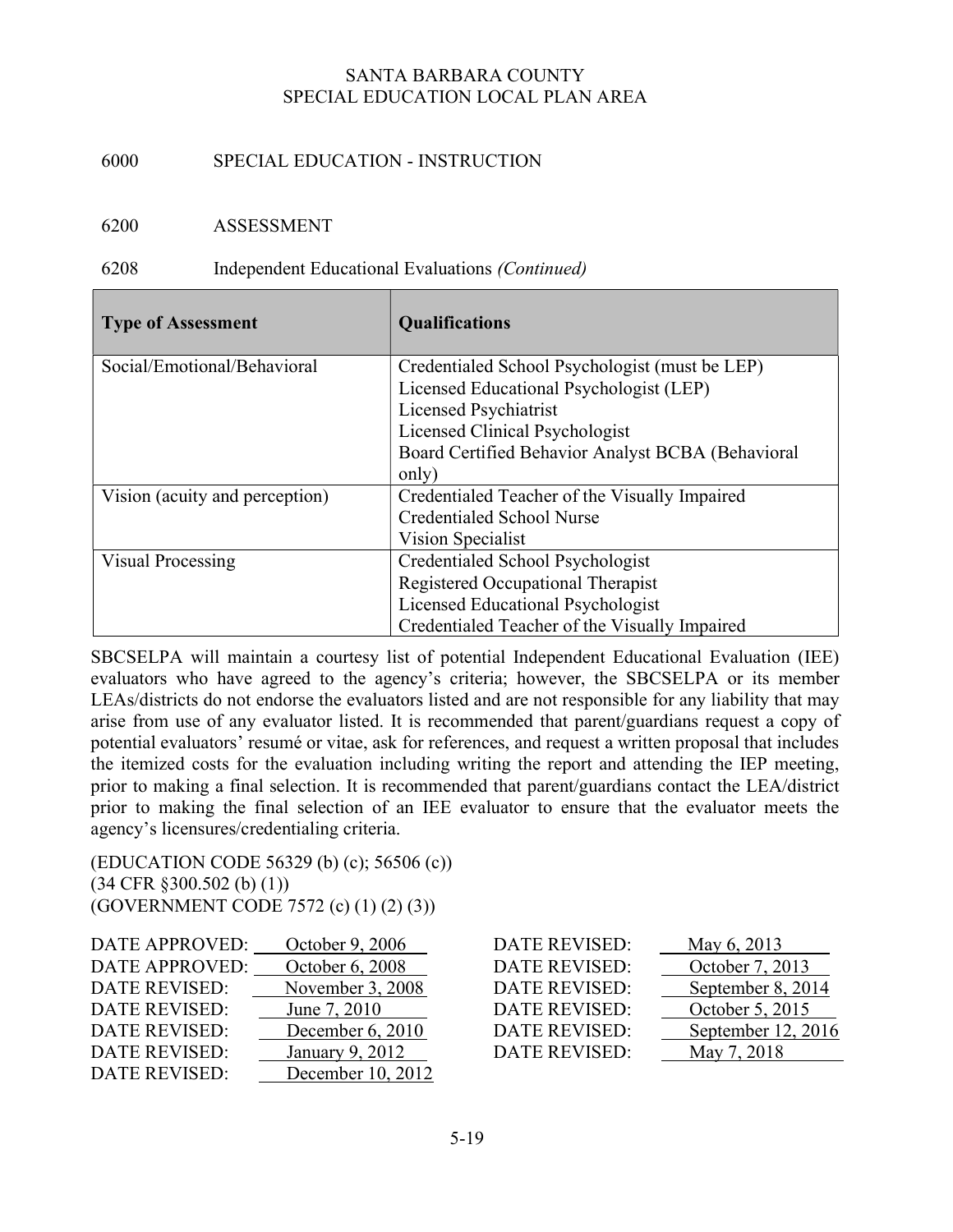SANTA BARBARA COUNTY
SPECIAL EDUCATION LOCAL PLAN AREA

6000 SPECIAL EDUCATION - INSTRUCTION

6200 ASSESSMENT

6208 Independent Educational Evaluations *(Continued)*

| **Type of Assessment** | **Qualifications** |
|---|---|
| Social/Emotional/Behavioral | Credentialed School Psychologist (must be LEP)<br>Licensed Educational Psychologist (LEP)<br>Licensed Psychiatrist<br>Licensed Clinical Psychologist<br>Board Certified Behavior Analyst BCBA (Behavioral only) |
| Vision (acuity and perception) | Credentialed Teacher of the Visually Impaired<br>Credentialed School Nurse<br>Vision Specialist |
| Visual Processing | Credentialed School Psychologist<br>Registered Occupational Therapist<br>Licensed Educational Psychologist<br>Credentialed Teacher of the Visually Impaired |

SBCSELPA will maintain a courtesy list of potential Independent Educational Evaluation (IEE) evaluators who have agreed to the agency's criteria; however, the SBCSELPA or its member LEAs/districts do not endorse the evaluators listed and are not responsible for any liability that may arise from use of any evaluator listed. It is recommended that parent/guardians request a copy of potential evaluators' resumé or vitae, ask for references, and request a written proposal that includes the itemized costs for the evaluation including writing the report and attending the IEP meeting, prior to making a final selection. It is recommended that parent/guardians contact the LEA/district prior to making the final selection of an IEE evaluator to ensure that the evaluator meets the agency's licensures/credentialing criteria.

(EDUCATION CODE 56329 (b) (c); 56506 (c))
(34 CFR §300.502 (b) (1))
(GOVERNMENT CODE 7572 (c) (1) (2) (3))

| | | | |
|---|---|---|---|
| DATE APPROVED: | October 9, 2006 | DATE REVISED: | May 6, 2013 |
| DATE APPROVED: | October 6, 2008 | DATE REVISED: | October 7, 2013 |
| DATE REVISED: | November 3, 2008 | DATE REVISED: | September 8, 2014 |
| DATE REVISED: | June 7, 2010 | DATE REVISED: | October 5, 2015 |
| DATE REVISED: | December 6, 2010 | DATE REVISED: | September 12, 2016 |
| DATE REVISED: | January 9, 2012 | DATE REVISED: | May 7, 2018 |
| DATE REVISED: | December 10, 2012 | | |